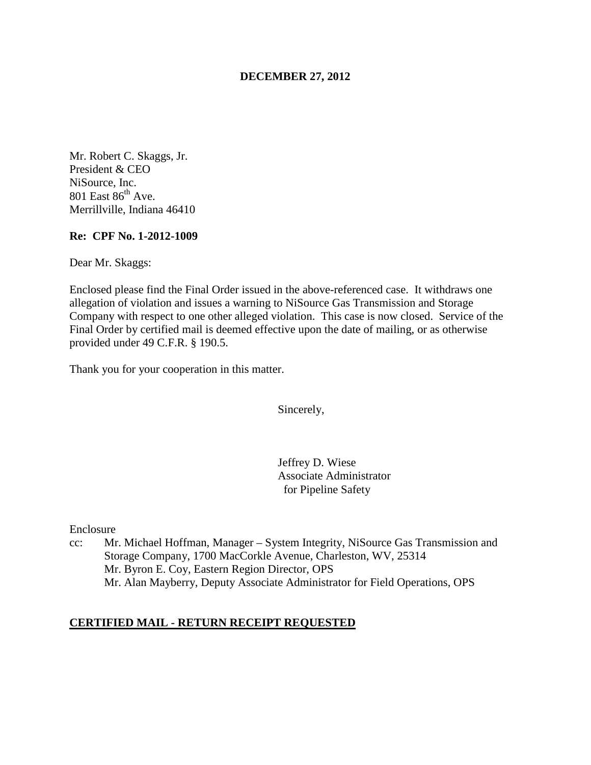**DECEMBER 27, 2012**

Mr. Robert C. Skaggs, Jr.
President & CEO
NiSource, Inc.
801 East 86th Ave.
Merrillville, Indiana 46410

**Re: CPF No. 1-2012-1009**

Dear Mr. Skaggs:

Enclosed please find the Final Order issued in the above-referenced case. It withdraws one allegation of violation and issues a warning to NiSource Gas Transmission and Storage Company with respect to one other alleged violation. This case is now closed. Service of the Final Order by certified mail is deemed effective upon the date of mailing, or as otherwise provided under 49 C.F.R. § 190.5.

Thank you for your cooperation in this matter.

Sincerely,

Jeffrey D. Wiese
Associate Administrator
for Pipeline Safety

Enclosure

cc: Mr. Michael Hoffman, Manager – System Integrity, NiSource Gas Transmission and Storage Company, 1700 MacCorkle Avenue, Charleston, WV, 25314
Mr. Byron E. Coy, Eastern Region Director, OPS
Mr. Alan Mayberry, Deputy Associate Administrator for Field Operations, OPS

**CERTIFIED MAIL - RETURN RECEIPT REQUESTED**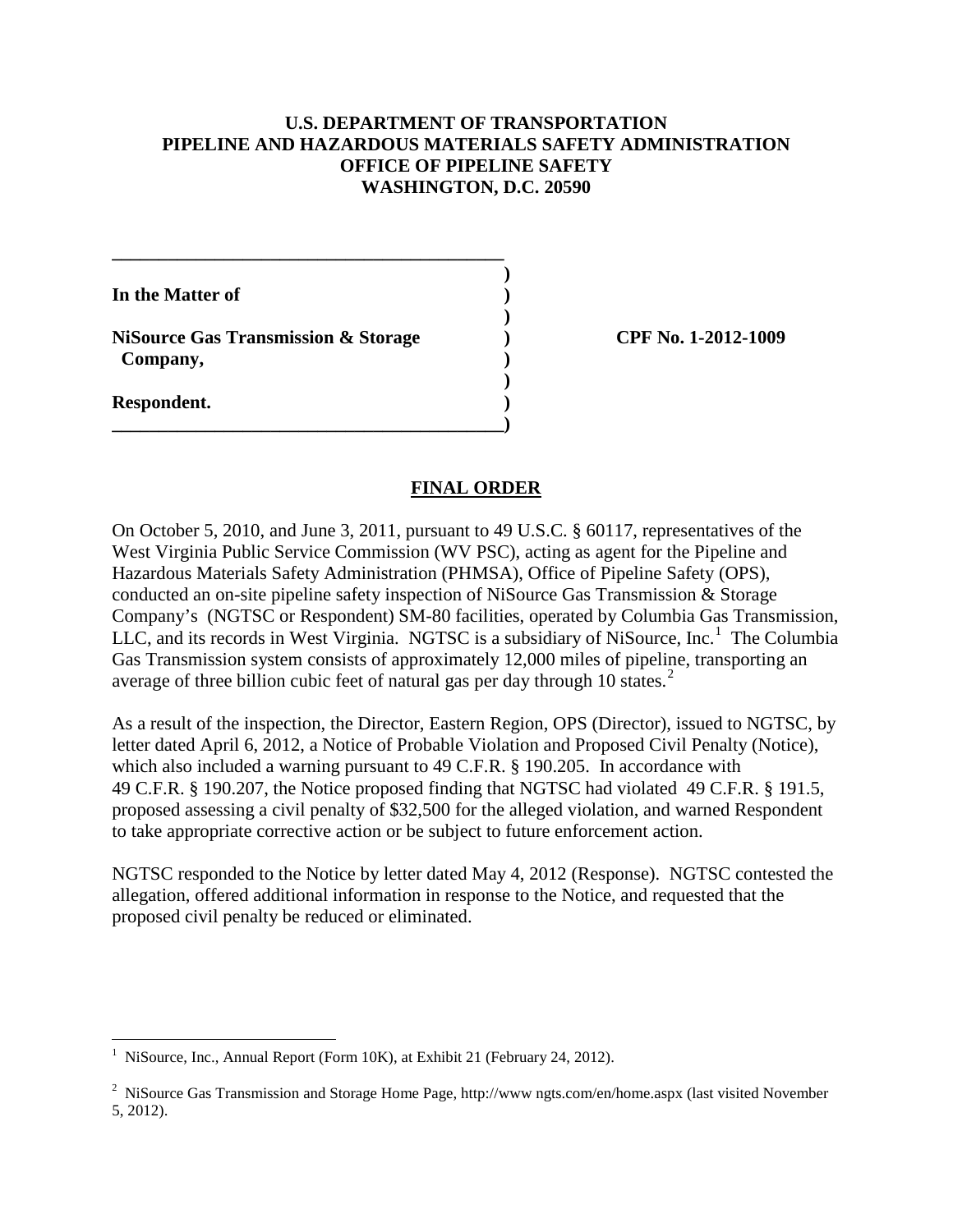**U.S. DEPARTMENT OF TRANSPORTATION**
**PIPELINE AND HAZARDOUS MATERIALS SAFETY ADMINISTRATION**
**OFFICE OF PIPELINE SAFETY**
**WASHINGTON, D.C. 20590**

| | | |
|---|---|---|
| **In the Matter of** | ) | |
| | ) | |
| **NiSource Gas Transmission & Storage Company,** | ) | **CPF No. 1-2012-1009** |
| | ) | |
| **Respondent.** | ) | |

## FINAL ORDER

On October 5, 2010, and June 3, 2011, pursuant to 49 U.S.C. § 60117, representatives of the West Virginia Public Service Commission (WV PSC), acting as agent for the Pipeline and Hazardous Materials Safety Administration (PHMSA), Office of Pipeline Safety (OPS), conducted an on-site pipeline safety inspection of NiSource Gas Transmission & Storage Company's (NGTSC or Respondent) SM-80 facilities, operated by Columbia Gas Transmission, LLC, and its records in West Virginia. NGTSC is a subsidiary of NiSource, Inc.[1] The Columbia Gas Transmission system consists of approximately 12,000 miles of pipeline, transporting an average of three billion cubic feet of natural gas per day through 10 states.[2]

As a result of the inspection, the Director, Eastern Region, OPS (Director), issued to NGTSC, by letter dated April 6, 2012, a Notice of Probable Violation and Proposed Civil Penalty (Notice), which also included a warning pursuant to 49 C.F.R. § 190.205. In accordance with 49 C.F.R. § 190.207, the Notice proposed finding that NGTSC had violated 49 C.F.R. § 191.5, proposed assessing a civil penalty of $32,500 for the alleged violation, and warned Respondent to take appropriate corrective action or be subject to future enforcement action.

NGTSC responded to the Notice by letter dated May 4, 2012 (Response). NGTSC contested the allegation, offered additional information in response to the Notice, and requested that the proposed civil penalty be reduced or eliminated.

---

[1] NiSource, Inc., Annual Report (Form 10K), at Exhibit 21 (February 24, 2012).

[2] NiSource Gas Transmission and Storage Home Page, http://www ngts.com/en/home.aspx (last visited November 5, 2012).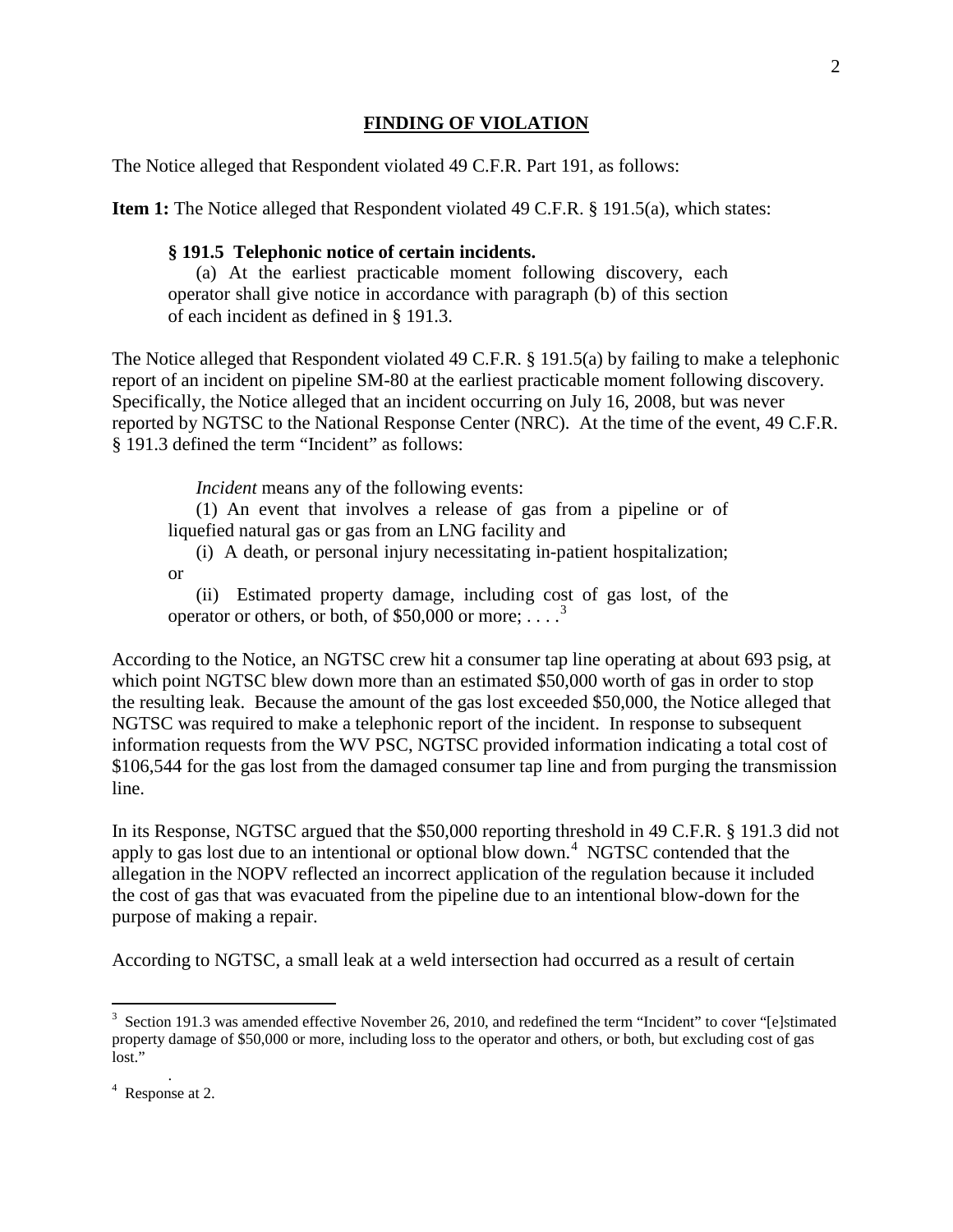## FINDING OF VIOLATION

The Notice alleged that Respondent violated 49 C.F.R. Part 191, as follows:

**Item 1:** The Notice alleged that Respondent violated 49 C.F.R. § 191.5(a), which states:

> **§ 191.5 Telephonic notice of certain incidents.**
>
> (a) At the earliest practicable moment following discovery, each operator shall give notice in accordance with paragraph (b) of this section of each incident as defined in § 191.3.

The Notice alleged that Respondent violated 49 C.F.R. § 191.5(a) by failing to make a telephonic report of an incident on pipeline SM-80 at the earliest practicable moment following discovery. Specifically, the Notice alleged that an incident occurring on July 16, 2008, but was never reported by NGTSC to the National Response Center (NRC). At the time of the event, 49 C.F.R. § 191.3 defined the term "Incident" as follows:

> *Incident* means any of the following events:
>
> (1) An event that involves a release of gas from a pipeline or of liquefied natural gas or gas from an LNG facility and
>
> (i) A death, or personal injury necessitating in-patient hospitalization; or
>
> (ii) Estimated property damage, including cost of gas lost, of the operator or others, or both, of $50,000 or more; . . . .[3]

According to the Notice, an NGTSC crew hit a consumer tap line operating at about 693 psig, at which point NGTSC blew down more than an estimated $50,000 worth of gas in order to stop the resulting leak. Because the amount of the gas lost exceeded $50,000, the Notice alleged that NGTSC was required to make a telephonic report of the incident. In response to subsequent information requests from the WV PSC, NGTSC provided information indicating a total cost of $106,544 for the gas lost from the damaged consumer tap line and from purging the transmission line.

In its Response, NGTSC argued that the $50,000 reporting threshold in 49 C.F.R. § 191.3 did not apply to gas lost due to an intentional or optional blow down.[4] NGTSC contended that the allegation in the NOPV reflected an incorrect application of the regulation because it included the cost of gas that was evacuated from the pipeline due to an intentional blow-down for the purpose of making a repair.

According to NGTSC, a small leak at a weld intersection had occurred as a result of certain

---

[3] Section 191.3 was amended effective November 26, 2010, and redefined the term "Incident" to cover "[e]stimated property damage of $50,000 or more, including loss to the operator and others, or both, but excluding cost of gas lost."

[4] Response at 2.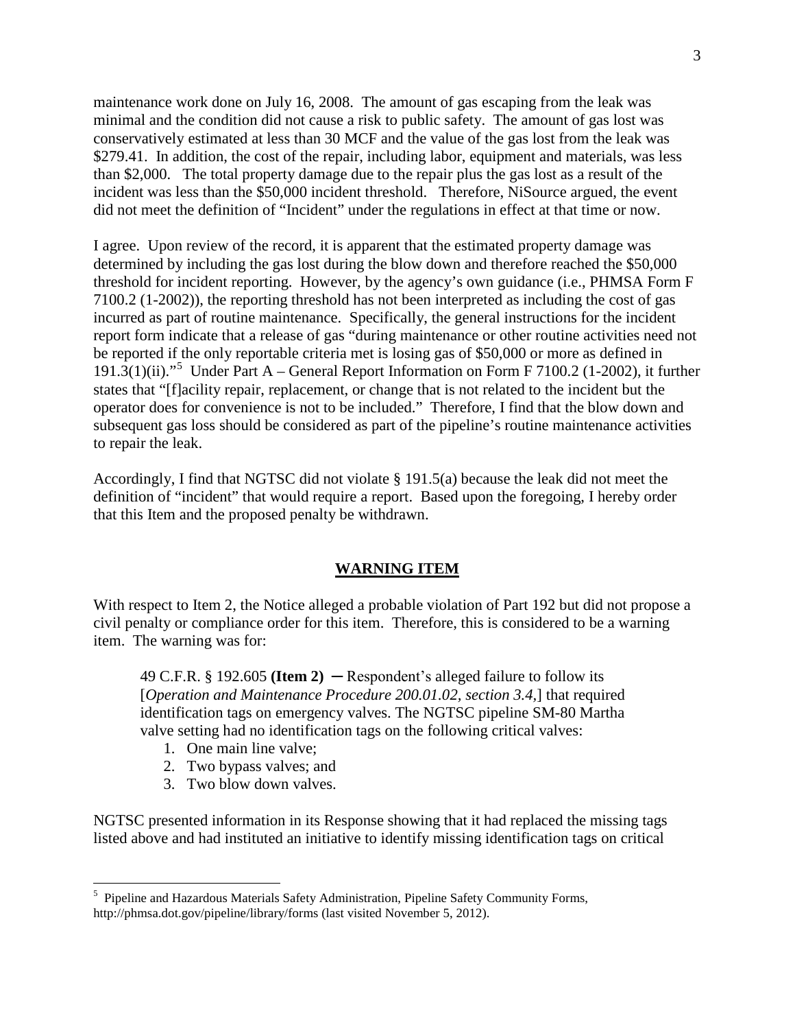maintenance work done on July 16, 2008. The amount of gas escaping from the leak was minimal and the condition did not cause a risk to public safety. The amount of gas lost was conservatively estimated at less than 30 MCF and the value of the gas lost from the leak was $279.41. In addition, the cost of the repair, including labor, equipment and materials, was less than $2,000. The total property damage due to the repair plus the gas lost as a result of the incident was less than the $50,000 incident threshold. Therefore, NiSource argued, the event did not meet the definition of "Incident" under the regulations in effect at that time or now.

I agree. Upon review of the record, it is apparent that the estimated property damage was determined by including the gas lost during the blow down and therefore reached the $50,000 threshold for incident reporting. However, by the agency's own guidance (i.e., PHMSA Form F 7100.2 (1-2002)), the reporting threshold has not been interpreted as including the cost of gas incurred as part of routine maintenance. Specifically, the general instructions for the incident report form indicate that a release of gas "during maintenance or other routine activities need not be reported if the only reportable criteria met is losing gas of $50,000 or more as defined in 191.3(1)(ii)."[5] Under Part A – General Report Information on Form F 7100.2 (1-2002), it further states that "[f]acility repair, replacement, or change that is not related to the incident but the operator does for convenience is not to be included." Therefore, I find that the blow down and subsequent gas loss should be considered as part of the pipeline's routine maintenance activities to repair the leak.

Accordingly, I find that NGTSC did not violate § 191.5(a) because the leak did not meet the definition of "incident" that would require a report. Based upon the foregoing, I hereby order that this Item and the proposed penalty be withdrawn.

## WARNING ITEM

With respect to Item 2, the Notice alleged a probable violation of Part 192 but did not propose a civil penalty or compliance order for this item. Therefore, this is considered to be a warning item. The warning was for:

> 49 C.F.R. § 192.605 **(Item 2)** ─ Respondent's alleged failure to follow its [*Operation and Maintenance Procedure 200.01.02, section 3.4,*] that required identification tags on emergency valves. The NGTSC pipeline SM-80 Martha valve setting had no identification tags on the following critical valves:
> 1. One main line valve;
> 2. Two bypass valves; and
> 3. Two blow down valves.

NGTSC presented information in its Response showing that it had replaced the missing tags listed above and had instituted an initiative to identify missing identification tags on critical

[5] Pipeline and Hazardous Materials Safety Administration, Pipeline Safety Community Forms, http://phmsa.dot.gov/pipeline/library/forms (last visited November 5, 2012).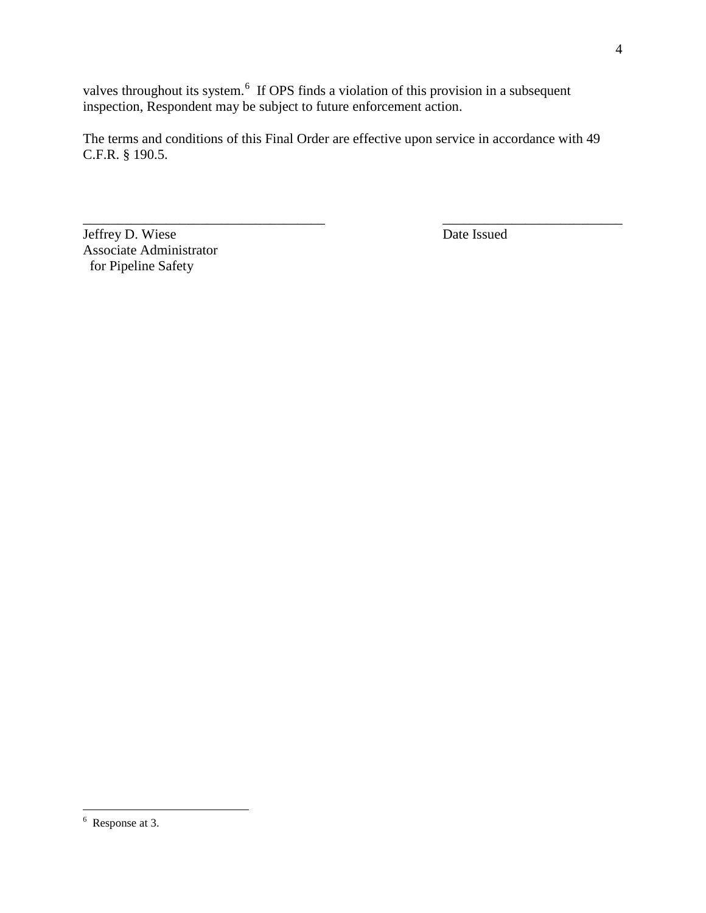valves throughout its system.[6] If OPS finds a violation of this provision in a subsequent inspection, Respondent may be subject to future enforcement action.

The terms and conditions of this Final Order are effective upon service in accordance with 49 C.F.R. § 190.5.

\_\_\_\_\_\_\_\_\_\_\_\_\_\_\_\_\_\_\_\_\_\_\_\_\_\_\_\_\_\_\_\_\_\_\_\_ \_\_\_\_\_\_\_\_\_\_\_\_\_\_\_\_\_\_\_\_\_\_\_\_\_\_\_

Jeffrey D. Wiese
Associate Administrator
for Pipeline Safety

Date Issued

---

[6] Response at 3.